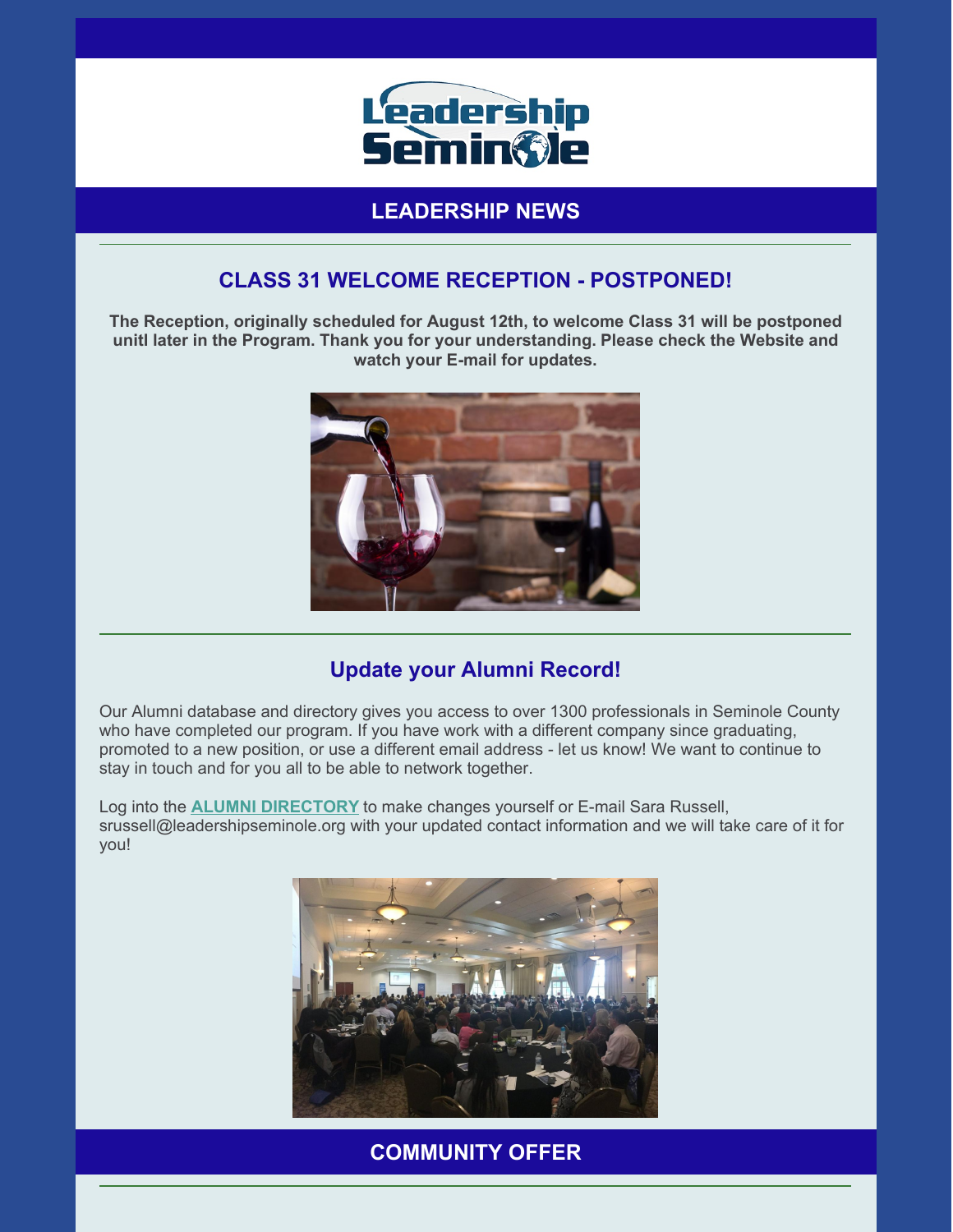# LEADERSHIP NEWS

## CLASS 31 WELCOME RECEPTION - POSTPONED!

**The Reception, originally scheduled for August 12th, to welcome Class 31 will be postponed unitl later in the Program. Thank you for your understanding. Please check the Website and watch your E-mail for updates.**

## Update your Alumni Record!

Our Alumni database and directory gives you access to over 1300 professionals in Seminole County who have completed our program. If you have work with a different company since graduating, promoted to a new position, or use a different email address - let us know! We want to continue to stay in touch and for you all to be able to network together.

Log into the **ALUMNI DIRECTORY** to make changes yourself or E-mail Sara Russell, srussell@leadershipseminole.org with your updated contact information and we will take care of it for you!

# COMMUNITY OFFER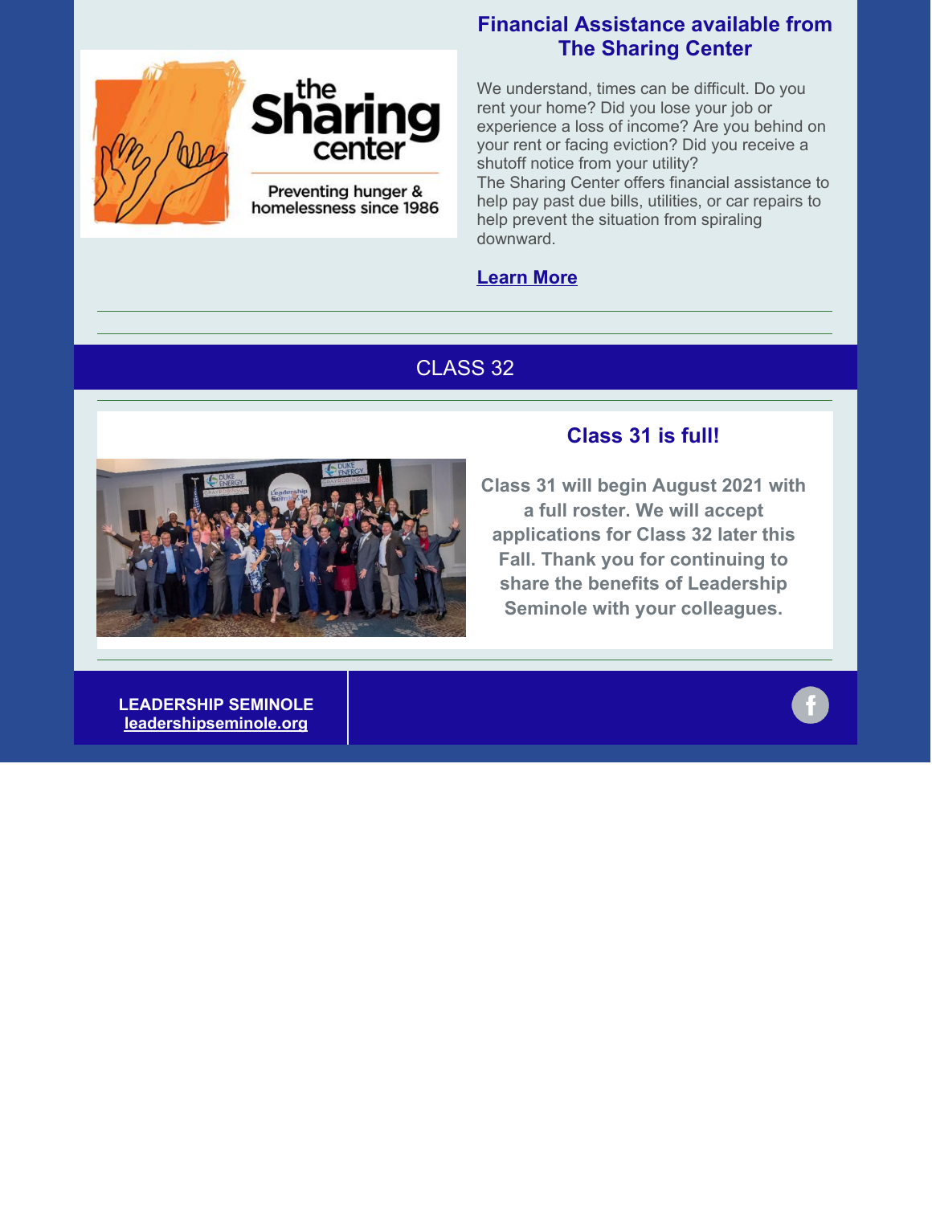## Financial Assistance available from The Sharing Center

We understand, times can be difficult. Do you rent your home? Did you lose your job or experience a loss of income? Are you behind on your rent or facing eviction? Did you receive a shutoff notice from your utility?
The Sharing Center offers financial assistance to help pay past due bills, utilities, or car repairs to help prevent the situation from spiraling downward.

**Learn More**

## CLASS 32

### Class 31 is full!

**Class 31 will begin August 2021 with a full roster. We will accept applications for Class 32 later this Fall. Thank you for continuing to share the benefits of Leadership Seminole with your colleagues.**

**LEADERSHIP SEMINOLE**
**leadershipseminole.org**